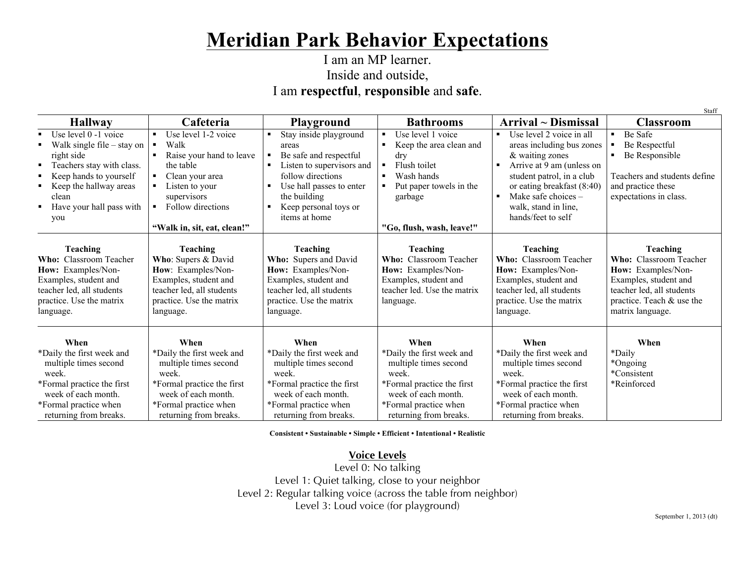# Meridian Park Behavior Expectations

I am an MP learner.
Inside and outside,
I am **respectful**, **responsible** and **safe**.

Staff

| Hallway | Cafeteria | Playground | Bathrooms | Arrival ~ Dismissal | Classroom |
|---|---|---|---|---|---|
| ▪ Use level 0 -1 voice<br>▪ Walk single file – stay on right side<br>▪ Teachers stay with class.<br>▪ Keep hands to yourself<br>▪ Keep the hallway areas clean<br>▪ Have your hall pass with you | ▪ Use level 1-2 voice<br>▪ Walk<br>▪ Raise your hand to leave the table<br>▪ Clean your area<br>▪ Listen to your supervisors<br>▪ Follow directions<br><br>**"Walk in, sit, eat, clean!"** | ▪ Stay inside playground areas<br>▪ Be safe and respectful<br>▪ Listen to supervisors and follow directions<br>▪ Use hall passes to enter the building<br>▪ Keep personal toys or items at home | ▪ Use level 1 voice<br>▪ Keep the area clean and dry<br>▪ Flush toilet<br>▪ Wash hands<br>▪ Put paper towels in the garbage<br><br>**"Go, flush, wash, leave!"** | ▪ Use level 2 voice in all areas including bus zones & waiting zones<br>▪ Arrive at 9 am (unless on student patrol, in a club or eating breakfast (8:40)<br>▪ Make safe choices – walk, stand in line, hands/feet to self | ▪ Be Safe<br>▪ Be Respectful<br>▪ Be Responsible<br><br>Teachers and students define and practice these expectations in class. |
| **Teaching**<br>**Who:** Classroom Teacher<br>**How:** Examples/Non-Examples, student and teacher led, all students practice. Use the matrix language. | **Teaching**<br>**Who**: Supers & David<br>**How**: Examples/Non-Examples, student and teacher led, all students practice. Use the matrix language. | **Teaching**<br>**Who:** Supers and David<br>**How:** Examples/Non-Examples, student and teacher led, all students practice. Use the matrix language. | **Teaching**<br>**Who:** Classroom Teacher<br>**How:** Examples/Non-Examples, student and teacher led. Use the matrix language. | **Teaching**<br>**Who:** Classroom Teacher<br>**How:** Examples/Non-Examples, student and teacher led, all students practice. Use the matrix language. | **Teaching**<br>**Who:** Classroom Teacher<br>**How:** Examples/Non-Examples, student and teacher led, all students practice. Teach & use the matrix language. |
| **When**<br>*Daily the first week and multiple times second week.<br>*Formal practice the first week of each month.<br>*Formal practice when returning from breaks. | **When**<br>*Daily the first week and multiple times second week.<br>*Formal practice the first week of each month.<br>*Formal practice when returning from breaks. | **When**<br>*Daily the first week and multiple times second week.<br>*Formal practice the first week of each month.<br>*Formal practice when returning from breaks. | **When**<br>*Daily the first week and multiple times second week.<br>*Formal practice the first week of each month.<br>*Formal practice when returning from breaks. | **When**<br>*Daily the first week and multiple times second week.<br>*Formal practice the first week of each month.<br>*Formal practice when returning from breaks. | **When**<br>*Daily<br>*Ongoing<br>*Consistent<br>*Reinforced |

**Consistent • Sustainable • Simple • Efficient • Intentional • Realistic**

**Voice Levels**

Level 0: No talking
Level 1: Quiet talking, close to your neighbor
Level 2: Regular talking voice (across the table from neighbor)
Level 3: Loud voice (for playground)

September 1, 2013 (dt)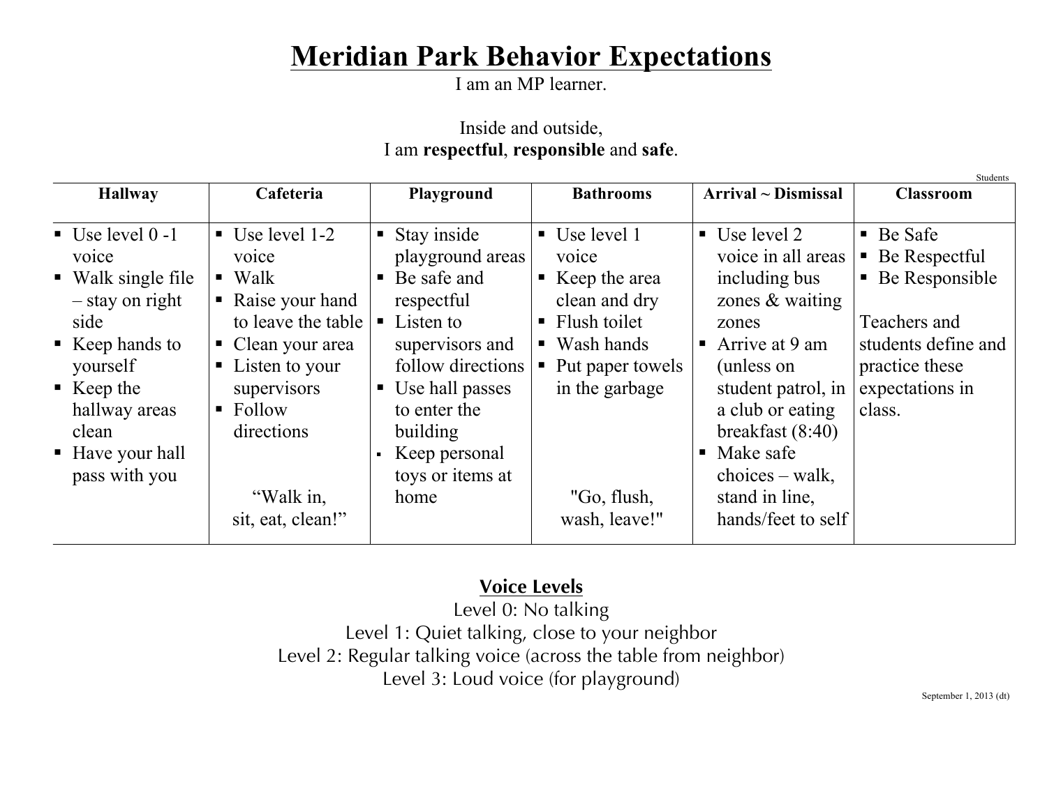# Meridian Park Behavior Expectations

I am an MP learner.

Inside and outside,
I am **respectful**, **responsible** and **safe**.

Students

| Hallway | Cafeteria | Playground | Bathrooms | Arrival ~ Dismissal | Classroom |
|---|---|---|---|---|---|
| ▪ Use level 0 -1 voice<br>▪ Walk single file – stay on right side<br>▪ Keep hands to yourself<br>▪ Keep the hallway areas clean<br>▪ Have your hall pass with you | ▪ Use level 1-2 voice<br>▪ Walk<br>▪ Raise your hand to leave the table<br>▪ Clean your area<br>▪ Listen to your supervisors<br>▪ Follow directions<br><br>"Walk in, sit, eat, clean!" | ▪ Stay inside playground areas<br>▪ Be safe and respectful<br>▪ Listen to supervisors and follow directions<br>▪ Use hall passes to enter the building<br>▪ Keep personal toys or items at home | ▪ Use level 1 voice<br>▪ Keep the area clean and dry<br>▪ Flush toilet<br>▪ Wash hands<br>▪ Put paper towels in the garbage<br><br>"Go, flush, wash, leave!" | ▪ Use level 2 voice in all areas including bus zones & waiting zones<br>▪ Arrive at 9 am (unless on student patrol, in a club or eating breakfast (8:40)<br>▪ Make safe choices – walk, stand in line, hands/feet to self | ▪ Be Safe<br>▪ Be Respectful<br>▪ Be Responsible<br><br>Teachers and students define and practice these expectations in class. |

## Voice Levels

Level 0: No talking
Level 1: Quiet talking, close to your neighbor
Level 2: Regular talking voice (across the table from neighbor)
Level 3: Loud voice (for playground)

September 1, 2013 (dt)